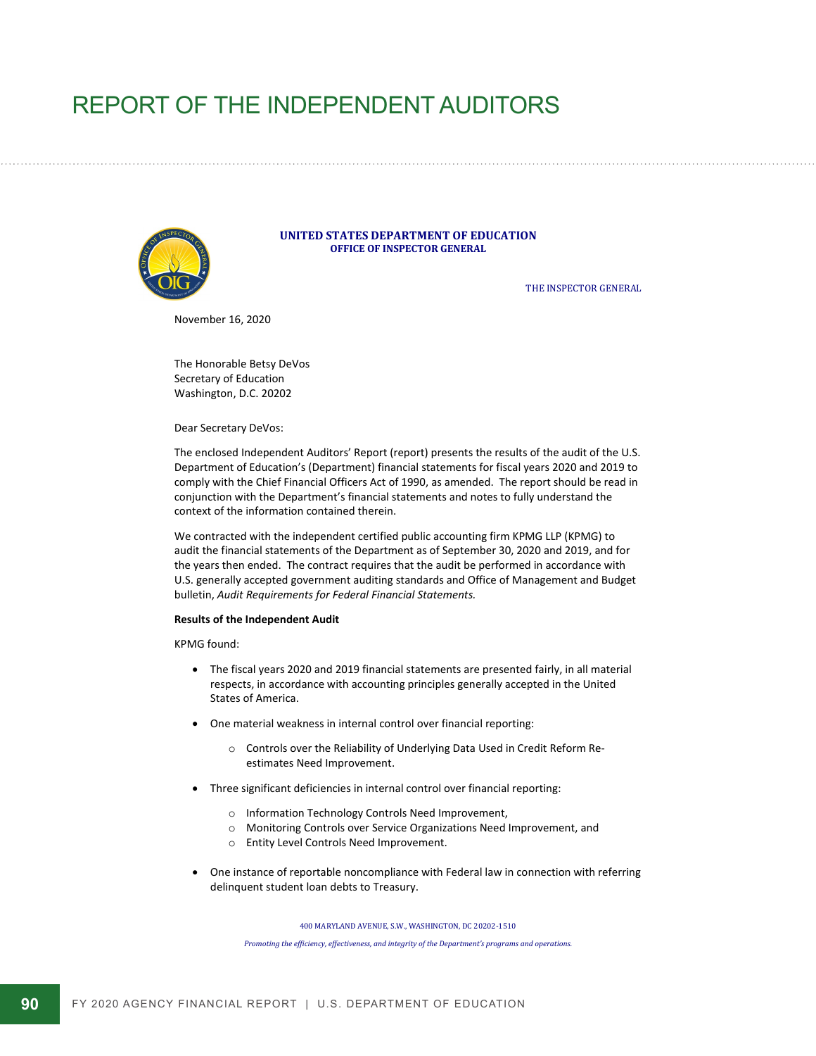# REPORT OF THE INDEPENDENT AUDITORS

**UNITED STATES DEPARTMENT OF EDUCATION**
**OFFICE OF INSPECTOR GENERAL**

THE INSPECTOR GENERAL

November 16, 2020

The Honorable Betsy DeVos
Secretary of Education
Washington, D.C. 20202

Dear Secretary DeVos:

The enclosed Independent Auditors' Report (report) presents the results of the audit of the U.S. Department of Education's (Department) financial statements for fiscal years 2020 and 2019 to comply with the Chief Financial Officers Act of 1990, as amended. The report should be read in conjunction with the Department's financial statements and notes to fully understand the context of the information contained therein.

We contracted with the independent certified public accounting firm KPMG LLP (KPMG) to audit the financial statements of the Department as of September 30, 2020 and 2019, and for the years then ended. The contract requires that the audit be performed in accordance with U.S. generally accepted government auditing standards and Office of Management and Budget bulletin, *Audit Requirements for Federal Financial Statements.*

**Results of the Independent Audit**

KPMG found:

- The fiscal years 2020 and 2019 financial statements are presented fairly, in all material respects, in accordance with accounting principles generally accepted in the United States of America.
- One material weakness in internal control over financial reporting:
  - Controls over the Reliability of Underlying Data Used in Credit Reform Re-estimates Need Improvement.
- Three significant deficiencies in internal control over financial reporting:
  - Information Technology Controls Need Improvement,
  - Monitoring Controls over Service Organizations Need Improvement, and
  - Entity Level Controls Need Improvement.
- One instance of reportable noncompliance with Federal law in connection with referring delinquent student loan debts to Treasury.

400 MARYLAND AVENUE, S.W., WASHINGTON, DC 20202-1510

*Promoting the efficiency, effectiveness, and integrity of the Department's programs and operations.*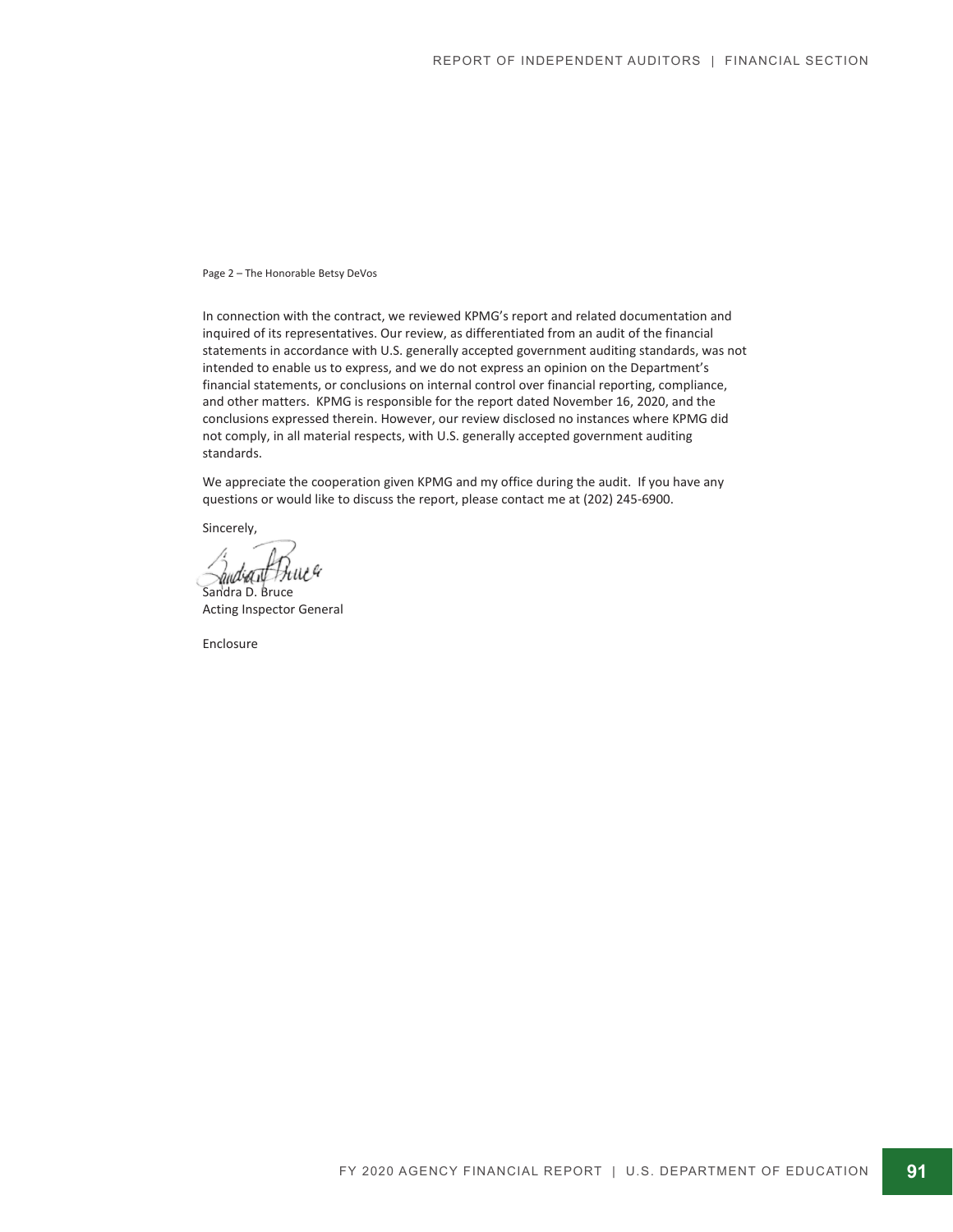Page 2 – The Honorable Betsy DeVos

In connection with the contract, we reviewed KPMG's report and related documentation and inquired of its representatives. Our review, as differentiated from an audit of the financial statements in accordance with U.S. generally accepted government auditing standards, was not intended to enable us to express, and we do not express an opinion on the Department's financial statements, or conclusions on internal control over financial reporting, compliance, and other matters. KPMG is responsible for the report dated November 16, 2020, and the conclusions expressed therein. However, our review disclosed no instances where KPMG did not comply, in all material respects, with U.S. generally accepted government auditing standards.

We appreciate the cooperation given KPMG and my office during the audit. If you have any questions or would like to discuss the report, please contact me at (202) 245-6900.

Sincerely,

Sandra D. Bruce
Acting Inspector General

Enclosure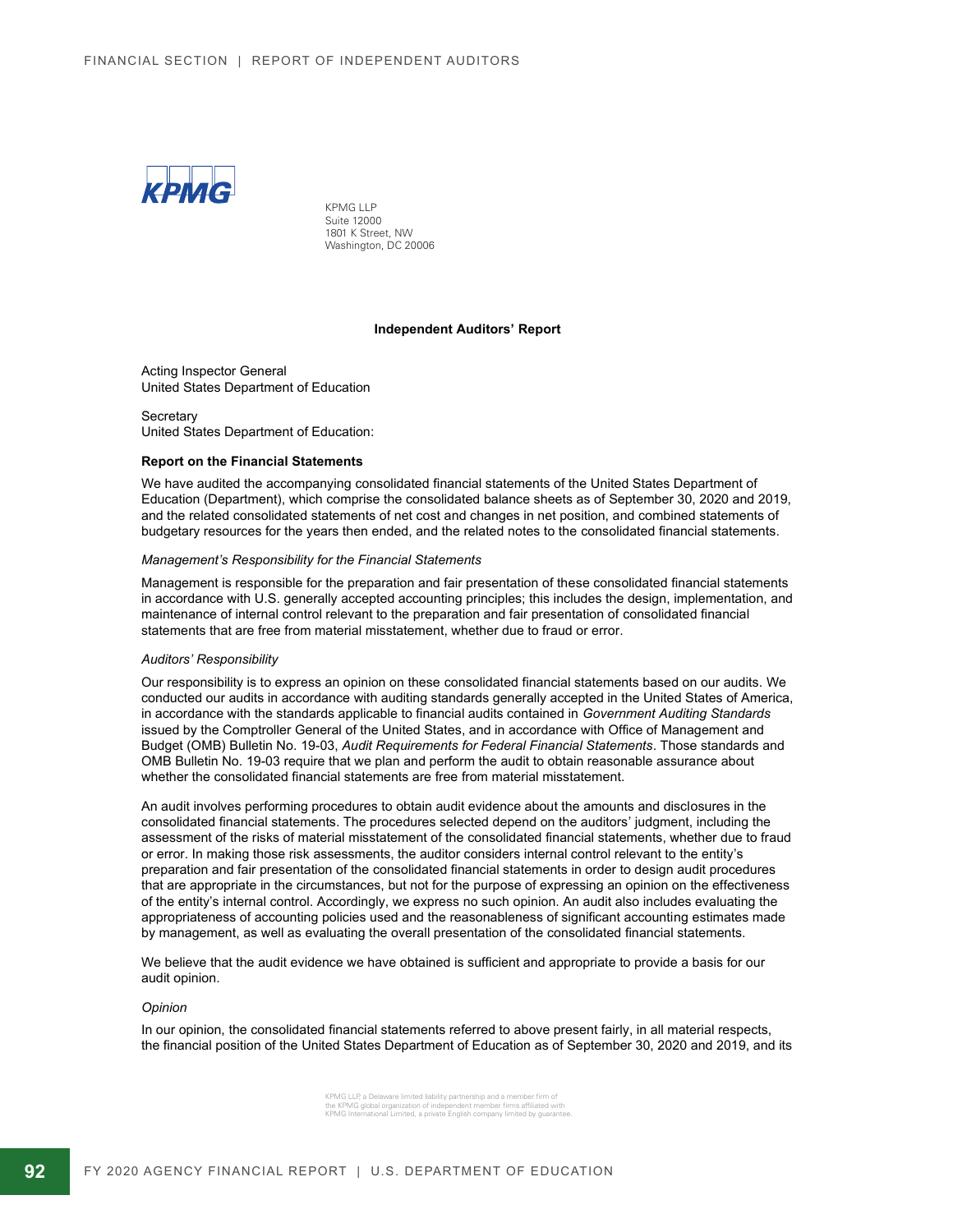KPMG LLP
Suite 12000
1801 K Street, NW
Washington, DC 20006

## Independent Auditors' Report

Acting Inspector General
United States Department of Education

Secretary
United States Department of Education:

### Report on the Financial Statements

We have audited the accompanying consolidated financial statements of the United States Department of Education (Department), which comprise the consolidated balance sheets as of September 30, 2020 and 2019, and the related consolidated statements of net cost and changes in net position, and combined statements of budgetary resources for the years then ended, and the related notes to the consolidated financial statements.

*Management's Responsibility for the Financial Statements*

Management is responsible for the preparation and fair presentation of these consolidated financial statements in accordance with U.S. generally accepted accounting principles; this includes the design, implementation, and maintenance of internal control relevant to the preparation and fair presentation of consolidated financial statements that are free from material misstatement, whether due to fraud or error.

*Auditors' Responsibility*

Our responsibility is to express an opinion on these consolidated financial statements based on our audits. We conducted our audits in accordance with auditing standards generally accepted in the United States of America, in accordance with the standards applicable to financial audits contained in *Government Auditing Standards* issued by the Comptroller General of the United States, and in accordance with Office of Management and Budget (OMB) Bulletin No. 19-03, *Audit Requirements for Federal Financial Statements*. Those standards and OMB Bulletin No. 19-03 require that we plan and perform the audit to obtain reasonable assurance about whether the consolidated financial statements are free from material misstatement.

An audit involves performing procedures to obtain audit evidence about the amounts and disclosures in the consolidated financial statements. The procedures selected depend on the auditors' judgment, including the assessment of the risks of material misstatement of the consolidated financial statements, whether due to fraud or error. In making those risk assessments, the auditor considers internal control relevant to the entity's preparation and fair presentation of the consolidated financial statements in order to design audit procedures that are appropriate in the circumstances, but not for the purpose of expressing an opinion on the effectiveness of the entity's internal control. Accordingly, we express no such opinion. An audit also includes evaluating the appropriateness of accounting policies used and the reasonableness of significant accounting estimates made by management, as well as evaluating the overall presentation of the consolidated financial statements.

We believe that the audit evidence we have obtained is sufficient and appropriate to provide a basis for our audit opinion.

*Opinion*

In our opinion, the consolidated financial statements referred to above present fairly, in all material respects, the financial position of the United States Department of Education as of September 30, 2020 and 2019, and its

KPMG LLP, a Delaware limited liability partnership and a member firm of the KPMG global organization of independent member firms affiliated with KPMG International Limited, a private English company limited by guarantee.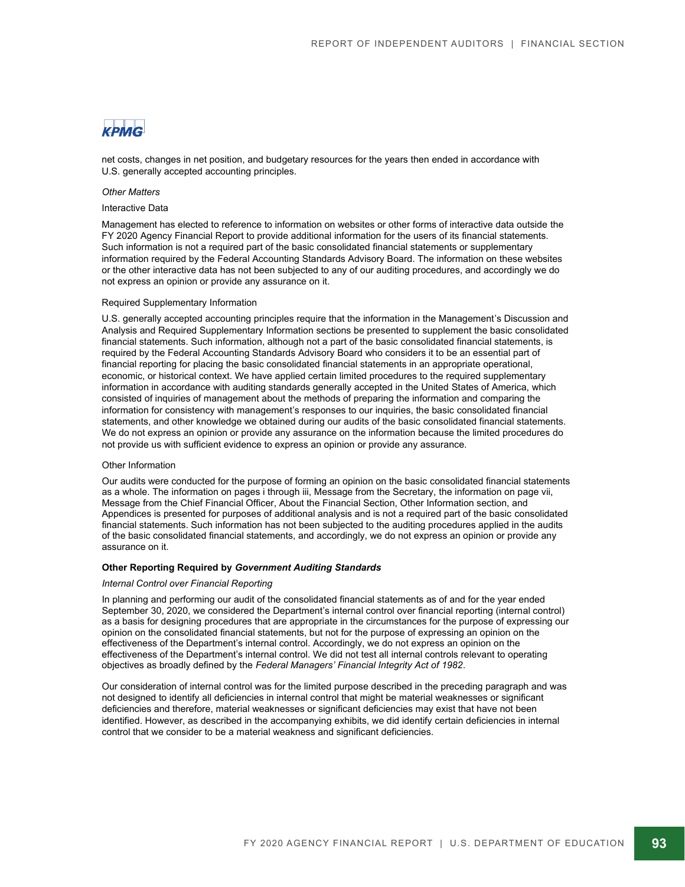net costs, changes in net position, and budgetary resources for the years then ended in accordance with U.S. generally accepted accounting principles.

*Other Matters*

Interactive Data

Management has elected to reference to information on websites or other forms of interactive data outside the FY 2020 Agency Financial Report to provide additional information for the users of its financial statements. Such information is not a required part of the basic consolidated financial statements or supplementary information required by the Federal Accounting Standards Advisory Board. The information on these websites or the other interactive data has not been subjected to any of our auditing procedures, and accordingly we do not express an opinion or provide any assurance on it.

Required Supplementary Information

U.S. generally accepted accounting principles require that the information in the Management's Discussion and Analysis and Required Supplementary Information sections be presented to supplement the basic consolidated financial statements. Such information, although not a part of the basic consolidated financial statements, is required by the Federal Accounting Standards Advisory Board who considers it to be an essential part of financial reporting for placing the basic consolidated financial statements in an appropriate operational, economic, or historical context. We have applied certain limited procedures to the required supplementary information in accordance with auditing standards generally accepted in the United States of America, which consisted of inquiries of management about the methods of preparing the information and comparing the information for consistency with management's responses to our inquiries, the basic consolidated financial statements, and other knowledge we obtained during our audits of the basic consolidated financial statements. We do not express an opinion or provide any assurance on the information because the limited procedures do not provide us with sufficient evidence to express an opinion or provide any assurance.

Other Information

Our audits were conducted for the purpose of forming an opinion on the basic consolidated financial statements as a whole. The information on pages i through iii, Message from the Secretary, the information on page vii, Message from the Chief Financial Officer, About the Financial Section, Other Information section, and Appendices is presented for purposes of additional analysis and is not a required part of the basic consolidated financial statements. Such information has not been subjected to the auditing procedures applied in the audits of the basic consolidated financial statements, and accordingly, we do not express an opinion or provide any assurance on it.

### Other Reporting Required by *Government Auditing Standards*

*Internal Control over Financial Reporting*

In planning and performing our audit of the consolidated financial statements as of and for the year ended September 30, 2020, we considered the Department's internal control over financial reporting (internal control) as a basis for designing procedures that are appropriate in the circumstances for the purpose of expressing our opinion on the consolidated financial statements, but not for the purpose of expressing an opinion on the effectiveness of the Department's internal control. Accordingly, we do not express an opinion on the effectiveness of the Department's internal control. We did not test all internal controls relevant to operating objectives as broadly defined by the *Federal Managers' Financial Integrity Act of 1982*.

Our consideration of internal control was for the limited purpose described in the preceding paragraph and was not designed to identify all deficiencies in internal control that might be material weaknesses or significant deficiencies and therefore, material weaknesses or significant deficiencies may exist that have not been identified. However, as described in the accompanying exhibits, we did identify certain deficiencies in internal control that we consider to be a material weakness and significant deficiencies.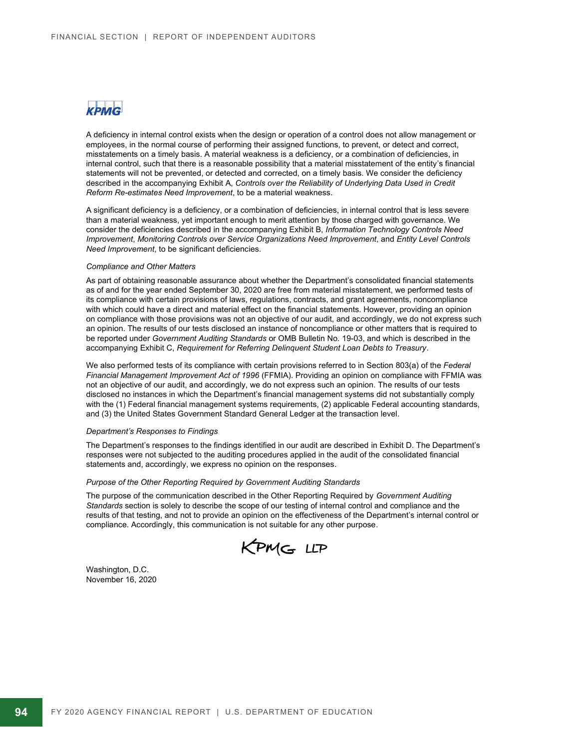KPMG

A deficiency in internal control exists when the design or operation of a control does not allow management or employees, in the normal course of performing their assigned functions, to prevent, or detect and correct, misstatements on a timely basis. A material weakness is a deficiency, or a combination of deficiencies, in internal control, such that there is a reasonable possibility that a material misstatement of the entity's financial statements will not be prevented, or detected and corrected, on a timely basis. We consider the deficiency described in the accompanying Exhibit A, *Controls over the Reliability of Underlying Data Used in Credit Reform Re-estimates Need Improvement*, to be a material weakness.

A significant deficiency is a deficiency, or a combination of deficiencies, in internal control that is less severe than a material weakness, yet important enough to merit attention by those charged with governance. We consider the deficiencies described in the accompanying Exhibit B, *Information Technology Controls Need Improvement*, *Monitoring Controls over Service Organizations Need Improvement*, and *Entity Level Controls Need Improvement*, to be significant deficiencies.

*Compliance and Other Matters*

As part of obtaining reasonable assurance about whether the Department's consolidated financial statements as of and for the year ended September 30, 2020 are free from material misstatement, we performed tests of its compliance with certain provisions of laws, regulations, contracts, and grant agreements, noncompliance with which could have a direct and material effect on the financial statements. However, providing an opinion on compliance with those provisions was not an objective of our audit, and accordingly, we do not express such an opinion. The results of our tests disclosed an instance of noncompliance or other matters that is required to be reported under *Government Auditing Standards* or OMB Bulletin No. 19-03, and which is described in the accompanying Exhibit C, *Requirement for Referring Delinquent Student Loan Debts to Treasury*.

We also performed tests of its compliance with certain provisions referred to in Section 803(a) of the *Federal Financial Management Improvement Act of 1996* (FFMIA). Providing an opinion on compliance with FFMIA was not an objective of our audit, and accordingly, we do not express such an opinion. The results of our tests disclosed no instances in which the Department's financial management systems did not substantially comply with the (1) Federal financial management systems requirements, (2) applicable Federal accounting standards, and (3) the United States Government Standard General Ledger at the transaction level.

*Department's Responses to Findings*

The Department's responses to the findings identified in our audit are described in Exhibit D. The Department's responses were not subjected to the auditing procedures applied in the audit of the consolidated financial statements and, accordingly, we express no opinion on the responses.

*Purpose of the Other Reporting Required by Government Auditing Standards*

The purpose of the communication described in the Other Reporting Required by *Government Auditing Standards* section is solely to describe the scope of our testing of internal control and compliance and the results of that testing, and not to provide an opinion on the effectiveness of the Department's internal control or compliance. Accordingly, this communication is not suitable for any other purpose.

KPMG LLP

Washington, D.C.
November 16, 2020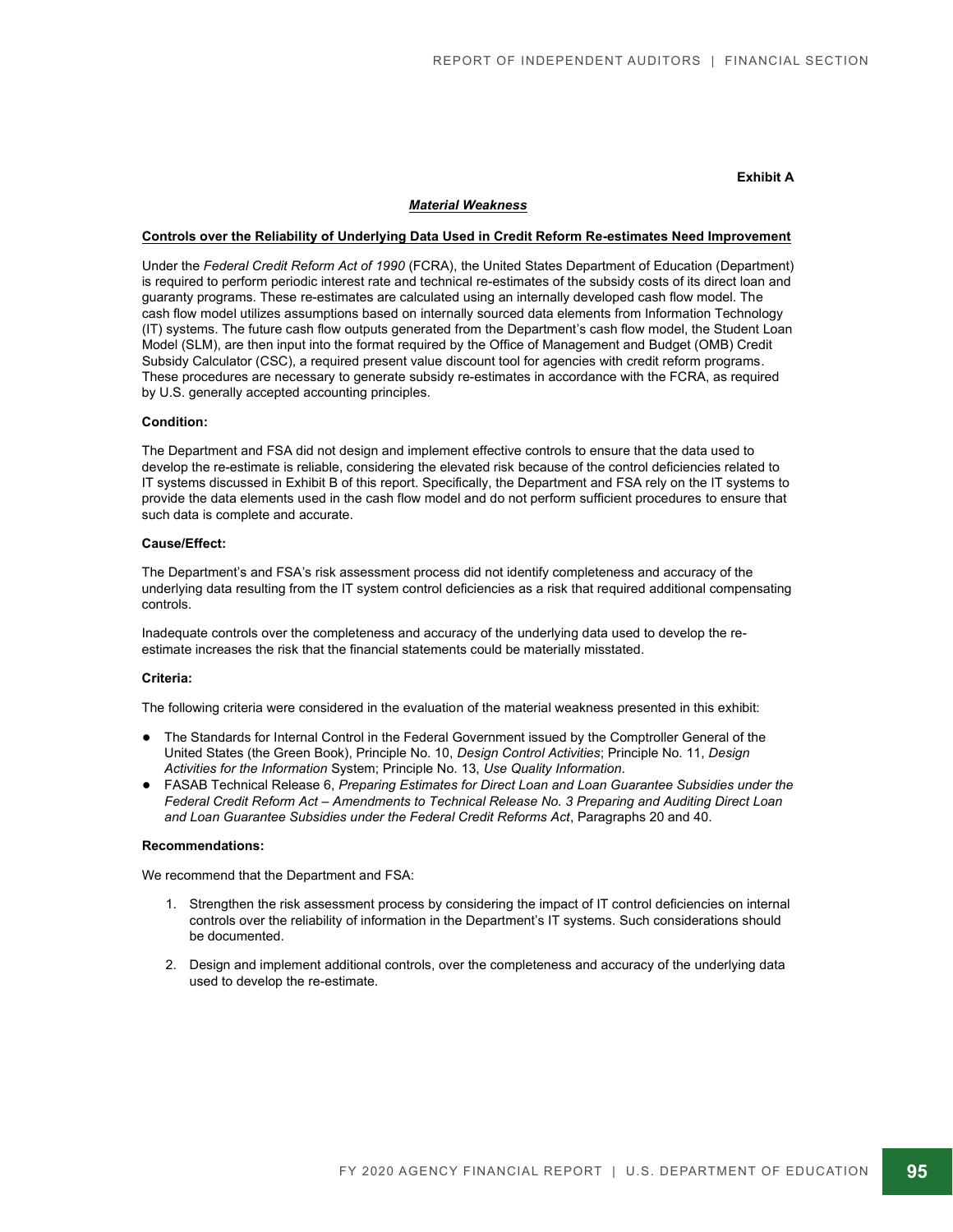**Exhibit A**

***Material Weakness***

**Controls over the Reliability of Underlying Data Used in Credit Reform Re-estimates Need Improvement**

Under the *Federal Credit Reform Act of 1990* (FCRA), the United States Department of Education (Department) is required to perform periodic interest rate and technical re-estimates of the subsidy costs of its direct loan and guaranty programs. These re-estimates are calculated using an internally developed cash flow model. The cash flow model utilizes assumptions based on internally sourced data elements from Information Technology (IT) systems. The future cash flow outputs generated from the Department's cash flow model, the Student Loan Model (SLM), are then input into the format required by the Office of Management and Budget (OMB) Credit Subsidy Calculator (CSC), a required present value discount tool for agencies with credit reform programs. These procedures are necessary to generate subsidy re-estimates in accordance with the FCRA, as required by U.S. generally accepted accounting principles.

**Condition:**

The Department and FSA did not design and implement effective controls to ensure that the data used to develop the re-estimate is reliable, considering the elevated risk because of the control deficiencies related to IT systems discussed in Exhibit B of this report. Specifically, the Department and FSA rely on the IT systems to provide the data elements used in the cash flow model and do not perform sufficient procedures to ensure that such data is complete and accurate.

**Cause/Effect:**

The Department's and FSA's risk assessment process did not identify completeness and accuracy of the underlying data resulting from the IT system control deficiencies as a risk that required additional compensating controls.

Inadequate controls over the completeness and accuracy of the underlying data used to develop the re-estimate increases the risk that the financial statements could be materially misstated.

**Criteria:**

The following criteria were considered in the evaluation of the material weakness presented in this exhibit:

- The Standards for Internal Control in the Federal Government issued by the Comptroller General of the United States (the Green Book), Principle No. 10, *Design Control Activities*; Principle No. 11, *Design Activities for the Information* System; Principle No. 13, *Use Quality Information*.
- FASAB Technical Release 6, *Preparing Estimates for Direct Loan and Loan Guarantee Subsidies under the Federal Credit Reform Act – Amendments to Technical Release No. 3 Preparing and Auditing Direct Loan and Loan Guarantee Subsidies under the Federal Credit Reforms Act*, Paragraphs 20 and 40.

**Recommendations:**

We recommend that the Department and FSA:

1. Strengthen the risk assessment process by considering the impact of IT control deficiencies on internal controls over the reliability of information in the Department's IT systems. Such considerations should be documented.

2. Design and implement additional controls, over the completeness and accuracy of the underlying data used to develop the re-estimate.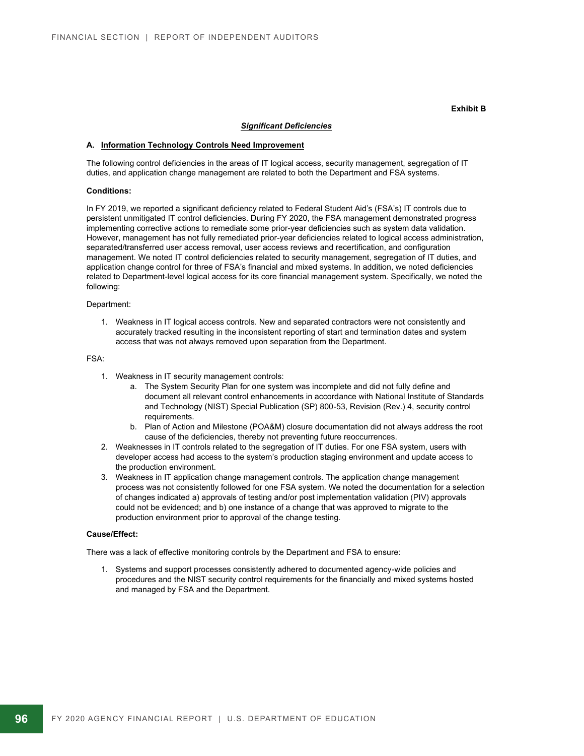**Exhibit B**

***Significant Deficiencies***

**A. Information Technology Controls Need Improvement**

The following control deficiencies in the areas of IT logical access, security management, segregation of IT duties, and application change management are related to both the Department and FSA systems.

**Conditions:**

In FY 2019, we reported a significant deficiency related to Federal Student Aid's (FSA's) IT controls due to persistent unmitigated IT control deficiencies. During FY 2020, the FSA management demonstrated progress implementing corrective actions to remediate some prior-year deficiencies such as system data validation. However, management has not fully remediated prior-year deficiencies related to logical access administration, separated/transferred user access removal, user access reviews and recertification, and configuration management. We noted IT control deficiencies related to security management, segregation of IT duties, and application change control for three of FSA's financial and mixed systems. In addition, we noted deficiencies related to Department-level logical access for its core financial management system. Specifically, we noted the following:

Department:

1. Weakness in IT logical access controls. New and separated contractors were not consistently and accurately tracked resulting in the inconsistent reporting of start and termination dates and system access that was not always removed upon separation from the Department.

FSA:

1. Weakness in IT security management controls:
   a. The System Security Plan for one system was incomplete and did not fully define and document all relevant control enhancements in accordance with National Institute of Standards and Technology (NIST) Special Publication (SP) 800-53, Revision (Rev.) 4, security control requirements.
   b. Plan of Action and Milestone (POA&M) closure documentation did not always address the root cause of the deficiencies, thereby not preventing future reoccurrences.
2. Weaknesses in IT controls related to the segregation of IT duties. For one FSA system, users with developer access had access to the system's production staging environment and update access to the production environment.
3. Weakness in IT application change management controls. The application change management process was not consistently followed for one FSA system. We noted the documentation for a selection of changes indicated a) approvals of testing and/or post implementation validation (PIV) approvals could not be evidenced; and b) one instance of a change that was approved to migrate to the production environment prior to approval of the change testing.

**Cause/Effect:**

There was a lack of effective monitoring controls by the Department and FSA to ensure:

1. Systems and support processes consistently adhered to documented agency-wide policies and procedures and the NIST security control requirements for the financially and mixed systems hosted and managed by FSA and the Department.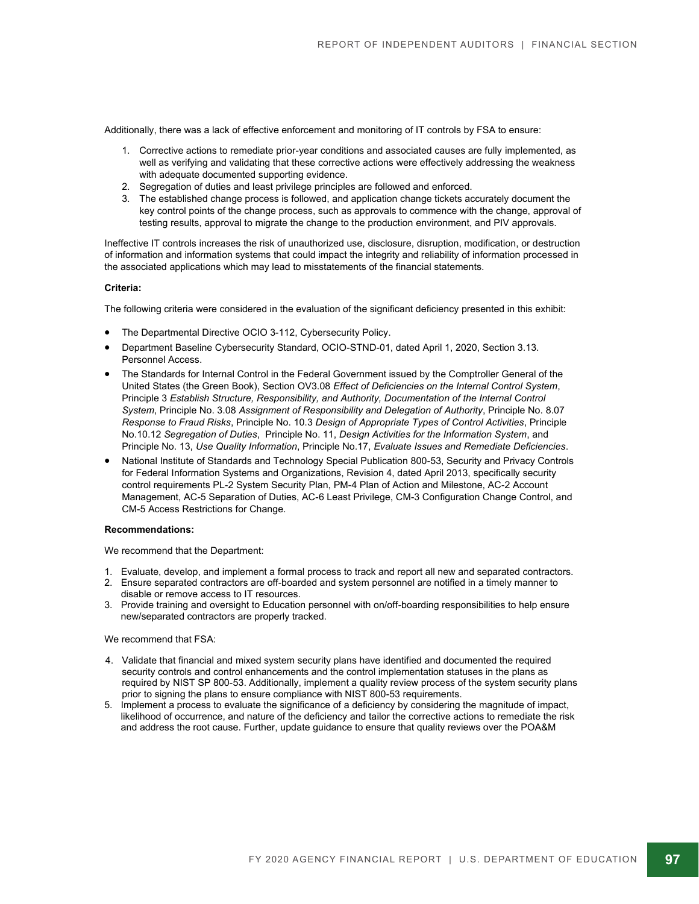Additionally, there was a lack of effective enforcement and monitoring of IT controls by FSA to ensure:

1. Corrective actions to remediate prior-year conditions and associated causes are fully implemented, as well as verifying and validating that these corrective actions were effectively addressing the weakness with adequate documented supporting evidence.
2. Segregation of duties and least privilege principles are followed and enforced.
3. The established change process is followed, and application change tickets accurately document the key control points of the change process, such as approvals to commence with the change, approval of testing results, approval to migrate the change to the production environment, and PIV approvals.

Ineffective IT controls increases the risk of unauthorized use, disclosure, disruption, modification, or destruction of information and information systems that could impact the integrity and reliability of information processed in the associated applications which may lead to misstatements of the financial statements.

**Criteria:**

The following criteria were considered in the evaluation of the significant deficiency presented in this exhibit:

- The Departmental Directive OCIO 3-112, Cybersecurity Policy.
- Department Baseline Cybersecurity Standard, OCIO-STND-01, dated April 1, 2020, Section 3.13. Personnel Access.
- The Standards for Internal Control in the Federal Government issued by the Comptroller General of the United States (the Green Book), Section OV3.08 *Effect of Deficiencies on the Internal Control System*, Principle 3 *Establish Structure, Responsibility, and Authority, Documentation of the Internal Control System*, Principle No. 3.08 *Assignment of Responsibility and Delegation of Authority*, Principle No. 8.07 *Response to Fraud Risks*, Principle No. 10.3 *Design of Appropriate Types of Control Activities*, Principle No.10.12 *Segregation of Duties*, Principle No. 11, *Design Activities for the Information System*, and Principle No. 13, *Use Quality Information*, Principle No.17, *Evaluate Issues and Remediate Deficiencies*.
- National Institute of Standards and Technology Special Publication 800-53, Security and Privacy Controls for Federal Information Systems and Organizations, Revision 4, dated April 2013, specifically security control requirements PL-2 System Security Plan, PM-4 Plan of Action and Milestone, AC-2 Account Management, AC-5 Separation of Duties, AC-6 Least Privilege, CM-3 Configuration Change Control, and CM-5 Access Restrictions for Change.

**Recommendations:**

We recommend that the Department:

1. Evaluate, develop, and implement a formal process to track and report all new and separated contractors.
2. Ensure separated contractors are off-boarded and system personnel are notified in a timely manner to disable or remove access to IT resources.
3. Provide training and oversight to Education personnel with on/off-boarding responsibilities to help ensure new/separated contractors are properly tracked.

We recommend that FSA:

4. Validate that financial and mixed system security plans have identified and documented the required security controls and control enhancements and the control implementation statuses in the plans as required by NIST SP 800-53. Additionally, implement a quality review process of the system security plans prior to signing the plans to ensure compliance with NIST 800-53 requirements.
5. Implement a process to evaluate the significance of a deficiency by considering the magnitude of impact, likelihood of occurrence, and nature of the deficiency and tailor the corrective actions to remediate the risk and address the root cause. Further, update guidance to ensure that quality reviews over the POA&M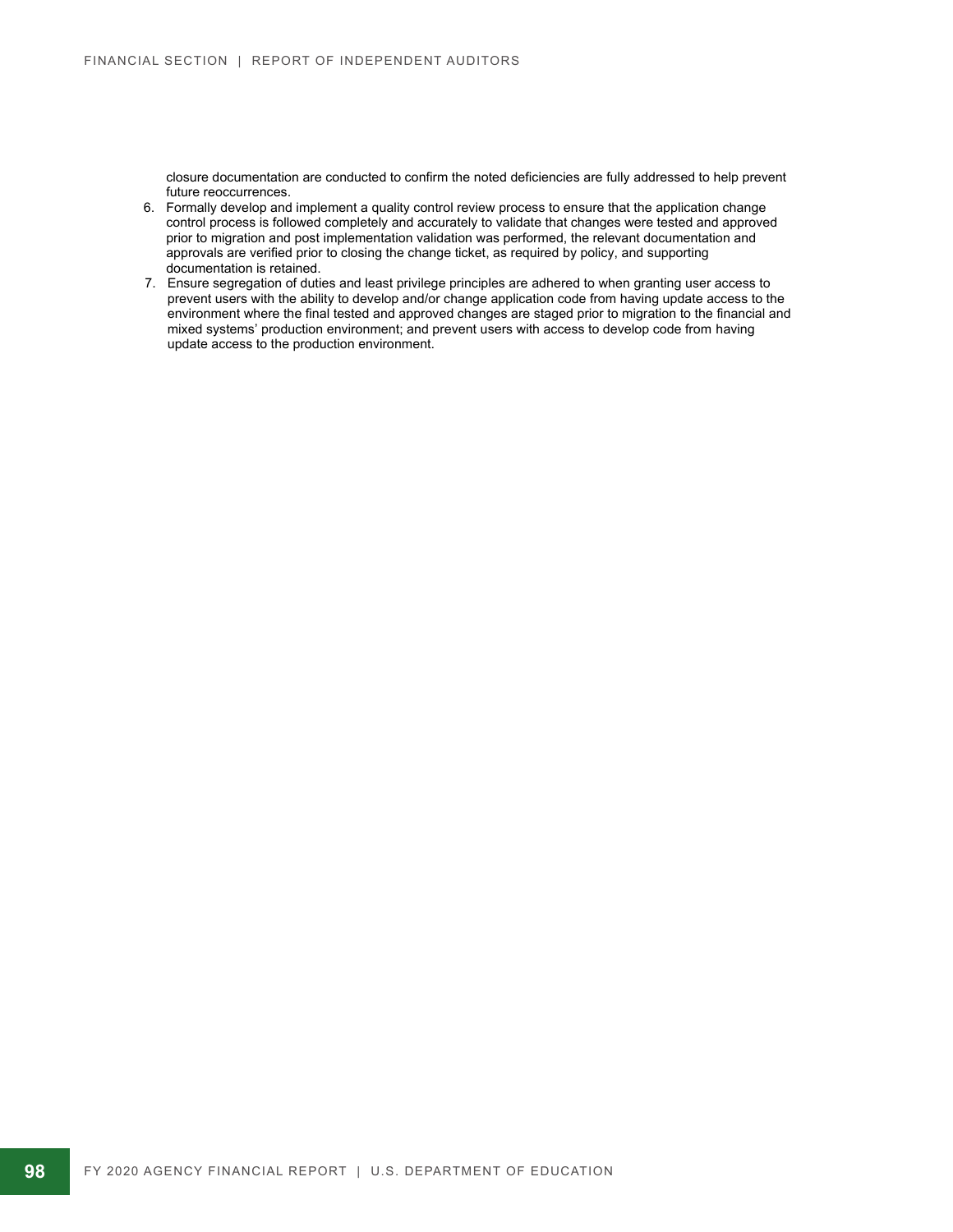closure documentation are conducted to confirm the noted deficiencies are fully addressed to help prevent future reoccurrences.

6. Formally develop and implement a quality control review process to ensure that the application change control process is followed completely and accurately to validate that changes were tested and approved prior to migration and post implementation validation was performed, the relevant documentation and approvals are verified prior to closing the change ticket, as required by policy, and supporting documentation is retained.
7. Ensure segregation of duties and least privilege principles are adhered to when granting user access to prevent users with the ability to develop and/or change application code from having update access to the environment where the final tested and approved changes are staged prior to migration to the financial and mixed systems' production environment; and prevent users with access to develop code from having update access to the production environment.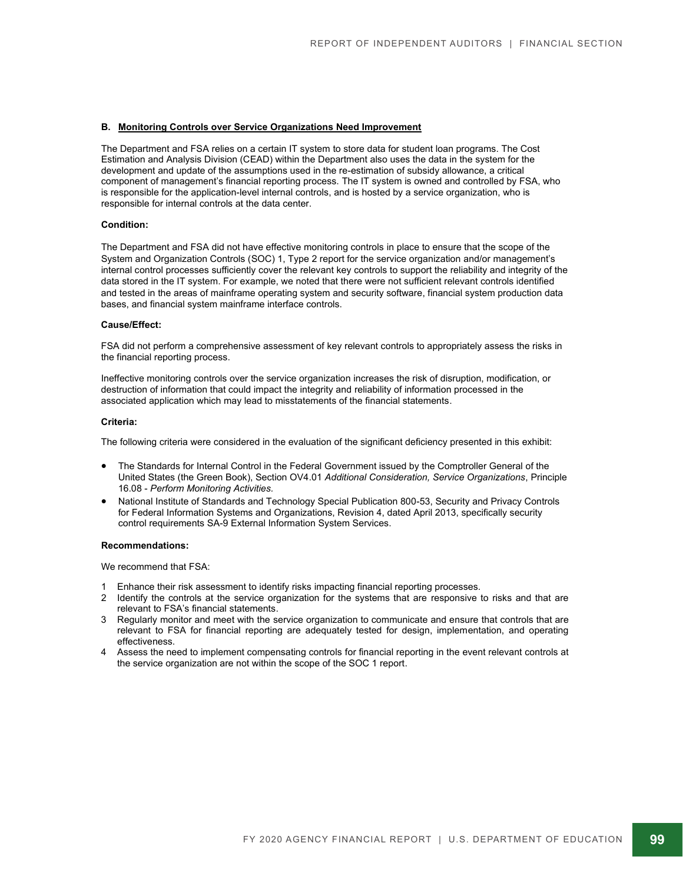### B. Monitoring Controls over Service Organizations Need Improvement

The Department and FSA relies on a certain IT system to store data for student loan programs. The Cost Estimation and Analysis Division (CEAD) within the Department also uses the data in the system for the development and update of the assumptions used in the re-estimation of subsidy allowance, a critical component of management's financial reporting process. The IT system is owned and controlled by FSA, who is responsible for the application-level internal controls, and is hosted by a service organization, who is responsible for internal controls at the data center.

**Condition:**

The Department and FSA did not have effective monitoring controls in place to ensure that the scope of the System and Organization Controls (SOC) 1, Type 2 report for the service organization and/or management's internal control processes sufficiently cover the relevant key controls to support the reliability and integrity of the data stored in the IT system. For example, we noted that there were not sufficient relevant controls identified and tested in the areas of mainframe operating system and security software, financial system production data bases, and financial system mainframe interface controls.

**Cause/Effect:**

FSA did not perform a comprehensive assessment of key relevant controls to appropriately assess the risks in the financial reporting process.

Ineffective monitoring controls over the service organization increases the risk of disruption, modification, or destruction of information that could impact the integrity and reliability of information processed in the associated application which may lead to misstatements of the financial statements.

**Criteria:**

The following criteria were considered in the evaluation of the significant deficiency presented in this exhibit:

- The Standards for Internal Control in the Federal Government issued by the Comptroller General of the United States (the Green Book), Section OV4.01 *Additional Consideration, Service Organizations*, Principle 16.08 - *Perform Monitoring Activities*.
- National Institute of Standards and Technology Special Publication 800-53, Security and Privacy Controls for Federal Information Systems and Organizations, Revision 4, dated April 2013, specifically security control requirements SA-9 External Information System Services.

**Recommendations:**

We recommend that FSA:

1. Enhance their risk assessment to identify risks impacting financial reporting processes.
2. Identify the controls at the service organization for the systems that are responsive to risks and that are relevant to FSA's financial statements.
3. Regularly monitor and meet with the service organization to communicate and ensure that controls that are relevant to FSA for financial reporting are adequately tested for design, implementation, and operating effectiveness.
4. Assess the need to implement compensating controls for financial reporting in the event relevant controls at the service organization are not within the scope of the SOC 1 report.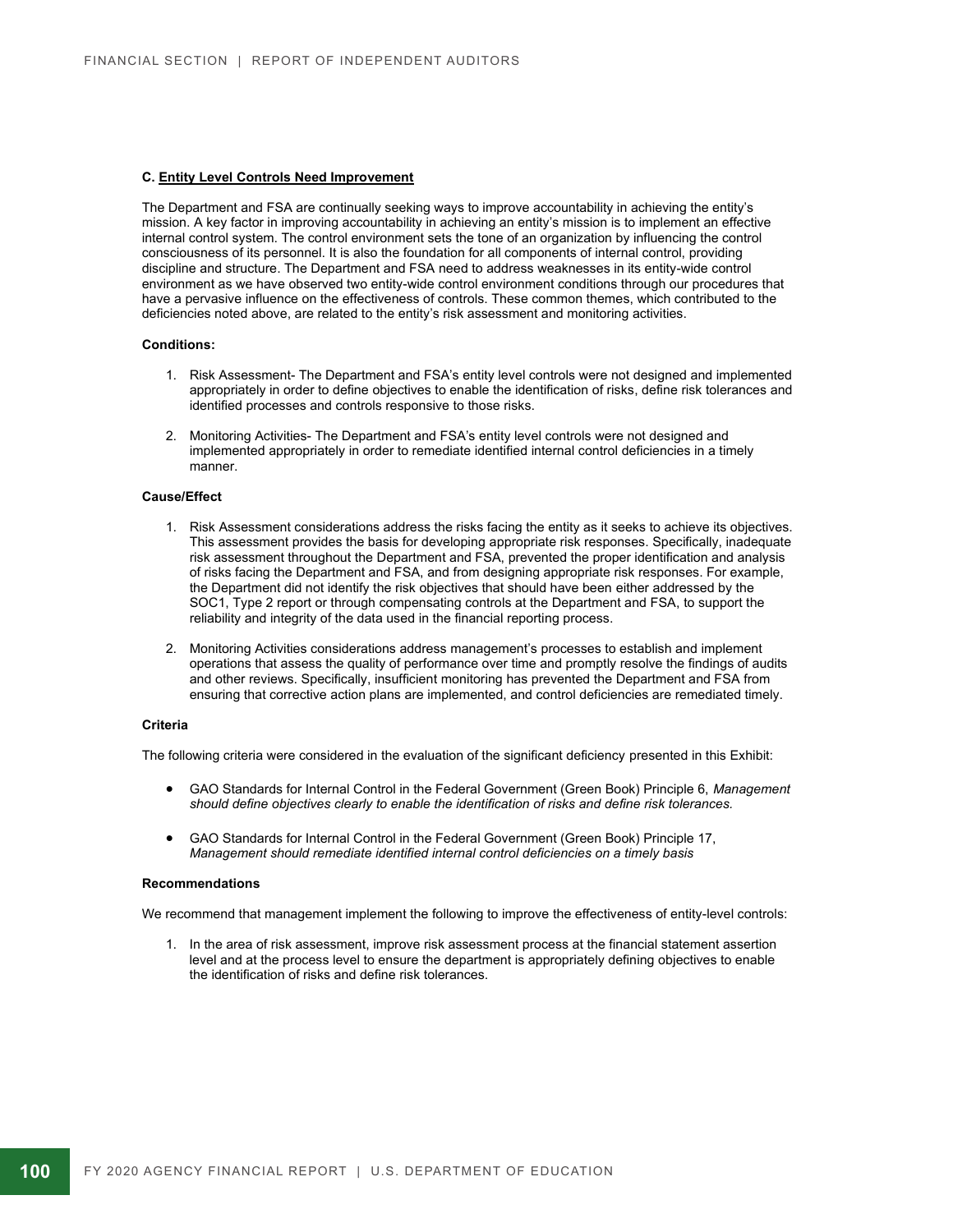### C. Entity Level Controls Need Improvement

The Department and FSA are continually seeking ways to improve accountability in achieving the entity's mission. A key factor in improving accountability in achieving an entity's mission is to implement an effective internal control system. The control environment sets the tone of an organization by influencing the control consciousness of its personnel. It is also the foundation for all components of internal control, providing discipline and structure. The Department and FSA need to address weaknesses in its entity-wide control environment as we have observed two entity-wide control environment conditions through our procedures that have a pervasive influence on the effectiveness of controls. These common themes, which contributed to the deficiencies noted above, are related to the entity's risk assessment and monitoring activities.

**Conditions:**

1. Risk Assessment- The Department and FSA's entity level controls were not designed and implemented appropriately in order to define objectives to enable the identification of risks, define risk tolerances and identified processes and controls responsive to those risks.

2. Monitoring Activities- The Department and FSA's entity level controls were not designed and implemented appropriately in order to remediate identified internal control deficiencies in a timely manner.

**Cause/Effect**

1. Risk Assessment considerations address the risks facing the entity as it seeks to achieve its objectives. This assessment provides the basis for developing appropriate risk responses. Specifically, inadequate risk assessment throughout the Department and FSA, prevented the proper identification and analysis of risks facing the Department and FSA, and from designing appropriate risk responses. For example, the Department did not identify the risk objectives that should have been either addressed by the SOC1, Type 2 report or through compensating controls at the Department and FSA, to support the reliability and integrity of the data used in the financial reporting process.

2. Monitoring Activities considerations address management's processes to establish and implement operations that assess the quality of performance over time and promptly resolve the findings of audits and other reviews. Specifically, insufficient monitoring has prevented the Department and FSA from ensuring that corrective action plans are implemented, and control deficiencies are remediated timely.

**Criteria**

The following criteria were considered in the evaluation of the significant deficiency presented in this Exhibit:

- GAO Standards for Internal Control in the Federal Government (Green Book) Principle 6, *Management should define objectives clearly to enable the identification of risks and define risk tolerances.*

- GAO Standards for Internal Control in the Federal Government (Green Book) Principle 17, *Management should remediate identified internal control deficiencies on a timely basis*

**Recommendations**

We recommend that management implement the following to improve the effectiveness of entity-level controls:

1. In the area of risk assessment, improve risk assessment process at the financial statement assertion level and at the process level to ensure the department is appropriately defining objectives to enable the identification of risks and define risk tolerances.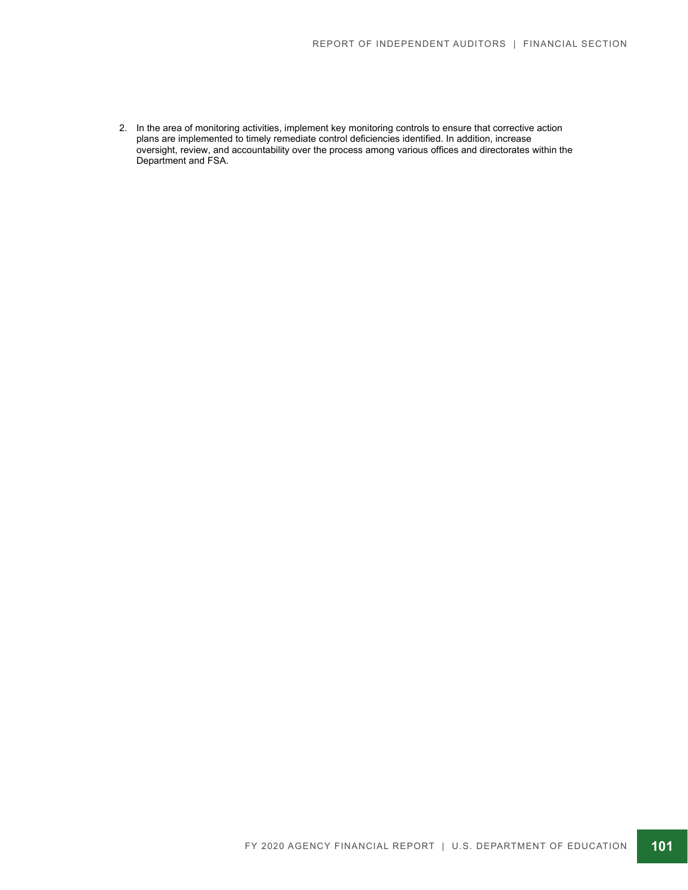2. In the area of monitoring activities, implement key monitoring controls to ensure that corrective action plans are implemented to timely remediate control deficiencies identified. In addition, increase oversight, review, and accountability over the process among various offices and directorates within the Department and FSA.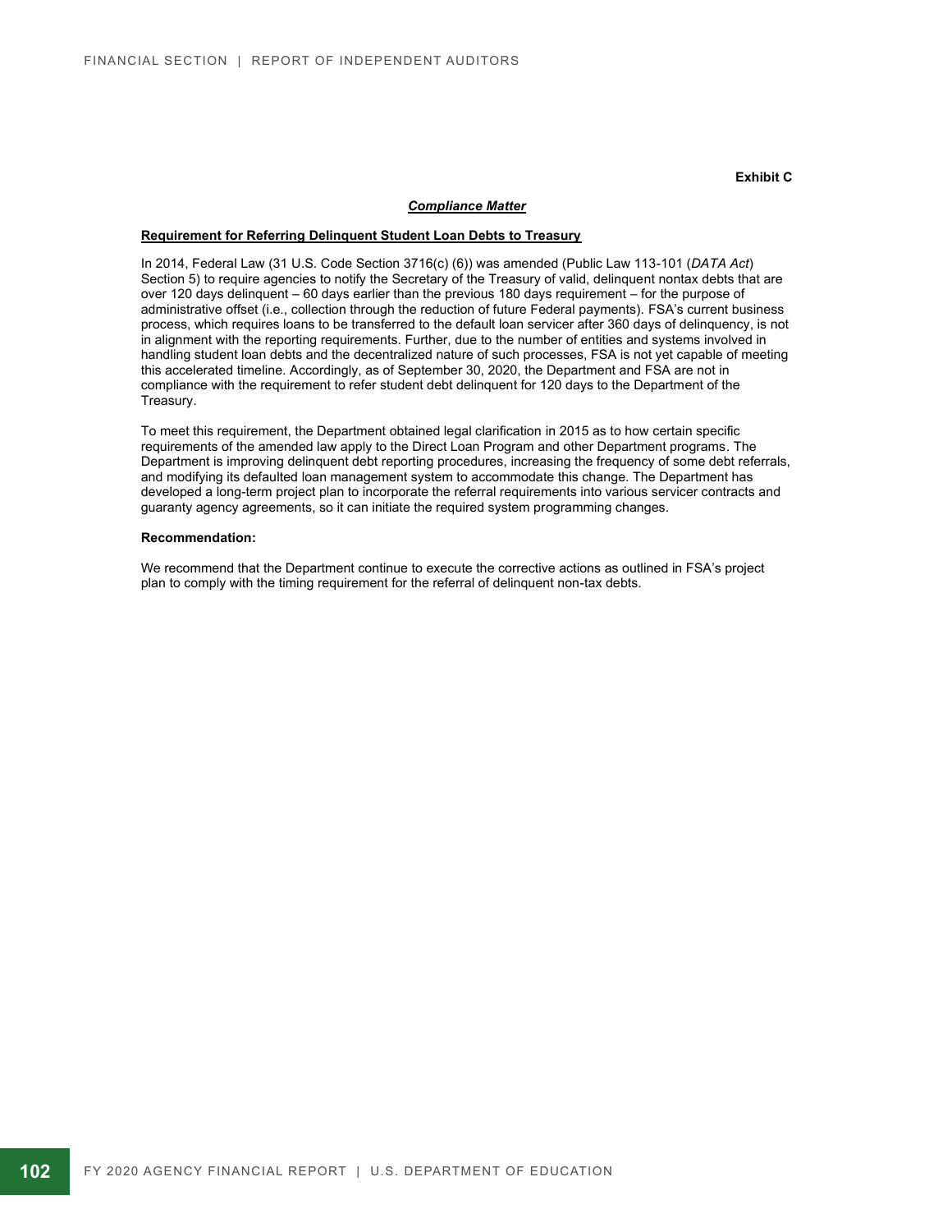**Exhibit C**

***Compliance Matter***

**Requirement for Referring Delinquent Student Loan Debts to Treasury**

In 2014, Federal Law (31 U.S. Code Section 3716(c) (6)) was amended (Public Law 113-101 (*DATA Act*) Section 5) to require agencies to notify the Secretary of the Treasury of valid, delinquent nontax debts that are over 120 days delinquent – 60 days earlier than the previous 180 days requirement – for the purpose of administrative offset (i.e., collection through the reduction of future Federal payments). FSA's current business process, which requires loans to be transferred to the default loan servicer after 360 days of delinquency, is not in alignment with the reporting requirements. Further, due to the number of entities and systems involved in handling student loan debts and the decentralized nature of such processes, FSA is not yet capable of meeting this accelerated timeline. Accordingly, as of September 30, 2020, the Department and FSA are not in compliance with the requirement to refer student debt delinquent for 120 days to the Department of the Treasury.

To meet this requirement, the Department obtained legal clarification in 2015 as to how certain specific requirements of the amended law apply to the Direct Loan Program and other Department programs. The Department is improving delinquent debt reporting procedures, increasing the frequency of some debt referrals, and modifying its defaulted loan management system to accommodate this change. The Department has developed a long-term project plan to incorporate the referral requirements into various servicer contracts and guaranty agency agreements, so it can initiate the required system programming changes.

**Recommendation:**

We recommend that the Department continue to execute the corrective actions as outlined in FSA's project plan to comply with the timing requirement for the referral of delinquent non-tax debts.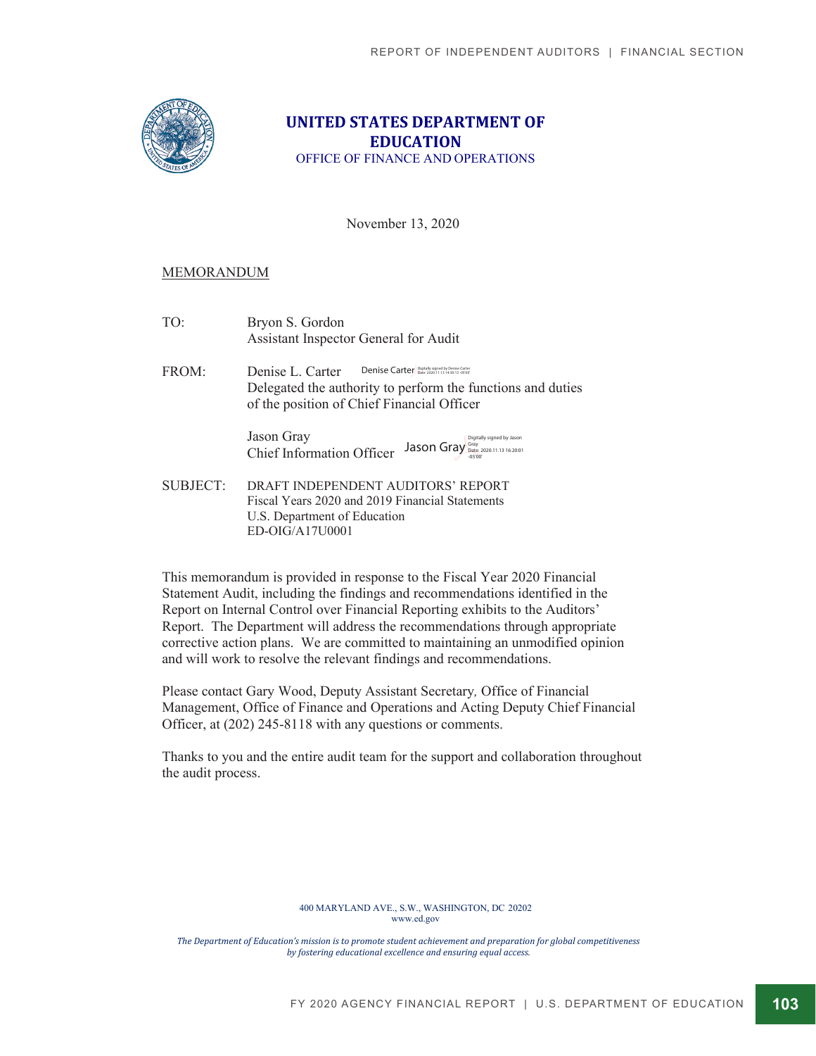# UNITED STATES DEPARTMENT OF EDUCATION

OFFICE OF FINANCE AND OPERATIONS

November 13, 2020

MEMORANDUM

TO: Bryon S. Gordon
Assistant Inspector General for Audit

FROM: Denise L. Carter Denise Carter Digitally signed by Denise Carter Date: 2020.11.13 14:38:13 -05'00'
Delegated the authority to perform the functions and duties of the position of Chief Financial Officer

Jason Gray
Chief Information Officer Jason Gray Digitally signed by Jason Gray Date: 2020.11.13 16:20:01 -05'00'

SUBJECT: DRAFT INDEPENDENT AUDITORS' REPORT
Fiscal Years 2020 and 2019 Financial Statements
U.S. Department of Education
ED-OIG/A17U0001

This memorandum is provided in response to the Fiscal Year 2020 Financial Statement Audit, including the findings and recommendations identified in the Report on Internal Control over Financial Reporting exhibits to the Auditors' Report. The Department will address the recommendations through appropriate corrective action plans. We are committed to maintaining an unmodified opinion and will work to resolve the relevant findings and recommendations.

Please contact Gary Wood, Deputy Assistant Secretary, Office of Financial Management, Office of Finance and Operations and Acting Deputy Chief Financial Officer, at (202) 245-8118 with any questions or comments.

Thanks to you and the entire audit team for the support and collaboration throughout the audit process.

400 MARYLAND AVE., S.W., WASHINGTON, DC 20202
www.ed.gov

*The Department of Education's mission is to promote student achievement and preparation for global competitiveness by fostering educational excellence and ensuring equal access.*